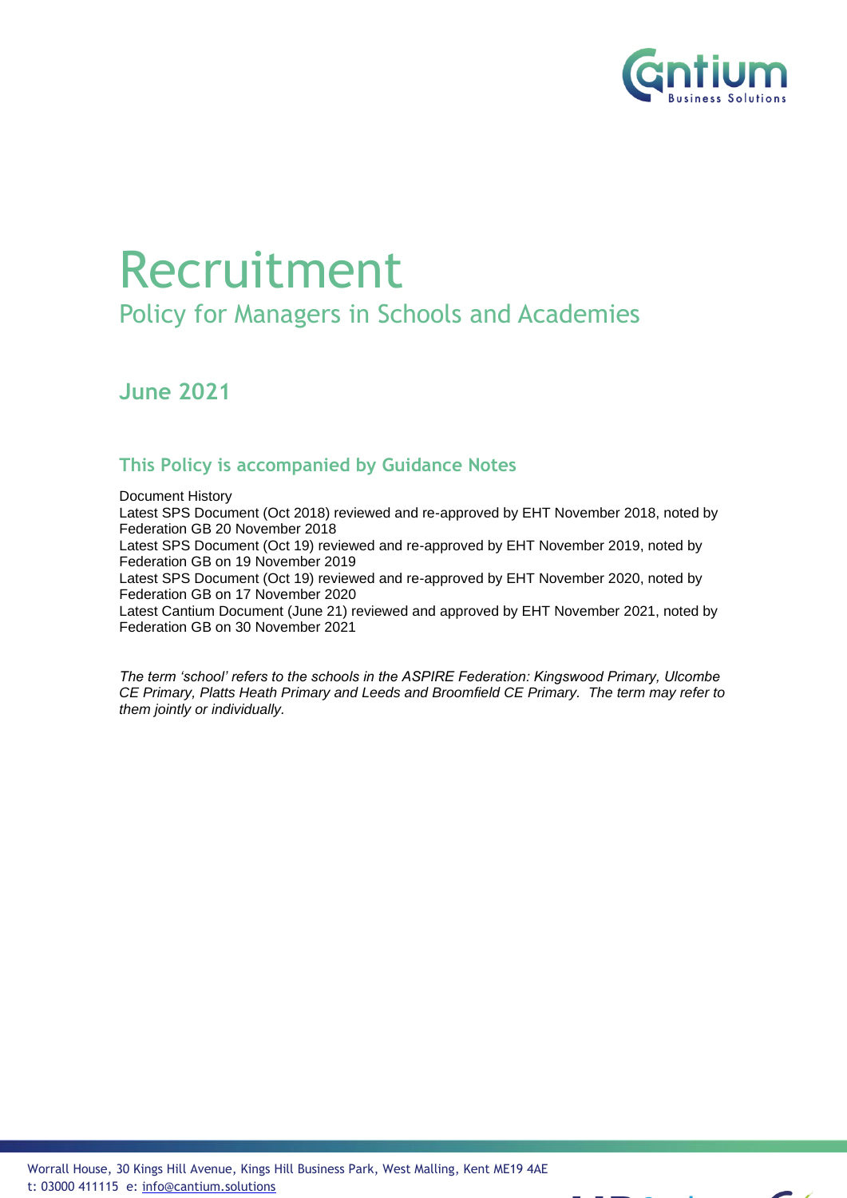# Recruitment

## Policy for Managers in Schools and Academies

### June 2021

### This Policy is accompanied by Guidance Notes

Document History
Latest SPS Document (Oct 2018) reviewed and re-approved by EHT November 2018, noted by Federation GB 20 November 2018
Latest SPS Document (Oct 19) reviewed and re-approved by EHT November 2019, noted by Federation GB on 19 November 2019
Latest SPS Document (Oct 19) reviewed and re-approved by EHT November 2020, noted by Federation GB on 17 November 2020
Latest Cantium Document (June 21) reviewed and approved by EHT November 2021, noted by Federation GB on 30 November 2021

*The term 'school' refers to the schools in the ASPIRE Federation: Kingswood Primary, Ulcombe CE Primary, Platts Heath Primary and Leeds and Broomfield CE Primary. The term may refer to them jointly or individually.*

Worrall House, 30 Kings Hill Avenue, Kings Hill Business Park, West Malling, Kent ME19 4AE
t: 03000 411115 e: info@cantium.solutions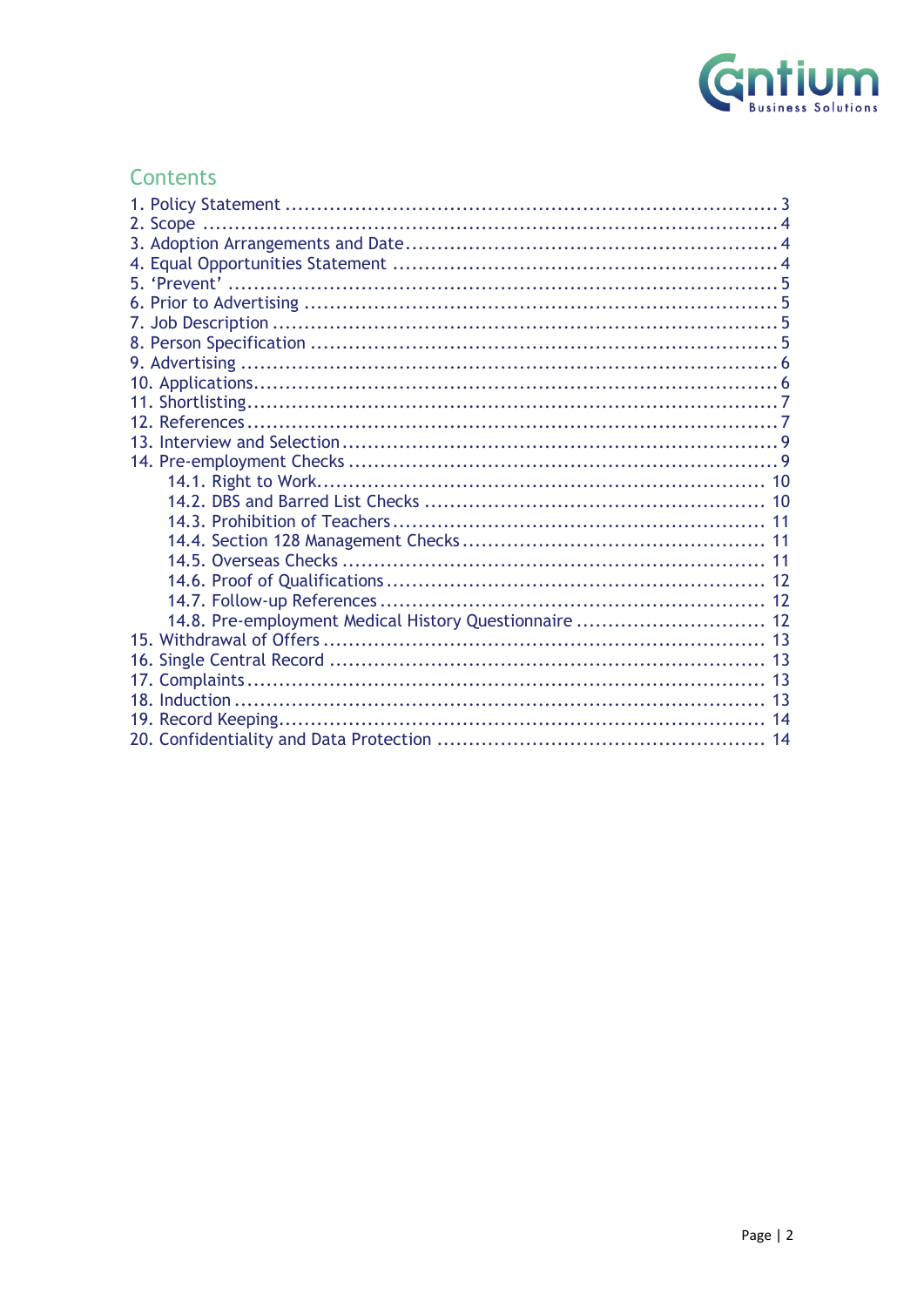## Contents

1. Policy Statement ..... 3
2. Scope ..... 4
3. Adoption Arrangements and Date ..... 4
4. Equal Opportunities Statement ..... 4
5. ‘Prevent’ ..... 5
6. Prior to Advertising ..... 5
7. Job Description ..... 5
8. Person Specification ..... 5
9. Advertising ..... 6
10. Applications ..... 6
11. Shortlisting ..... 7
12. References ..... 7
13. Interview and Selection ..... 9
14. Pre-employment Checks ..... 9
    - 14.1. Right to Work ..... 10
    - 14.2. DBS and Barred List Checks ..... 10
    - 14.3. Prohibition of Teachers ..... 11
    - 14.4. Section 128 Management Checks ..... 11
    - 14.5. Overseas Checks ..... 11
    - 14.6. Proof of Qualifications ..... 12
    - 14.7. Follow-up References ..... 12
    - 14.8. Pre-employment Medical History Questionnaire ..... 12
15. Withdrawal of Offers ..... 13
16. Single Central Record ..... 13
17. Complaints ..... 13
18. Induction ..... 13
19. Record Keeping ..... 14
20. Confidentiality and Data Protection ..... 14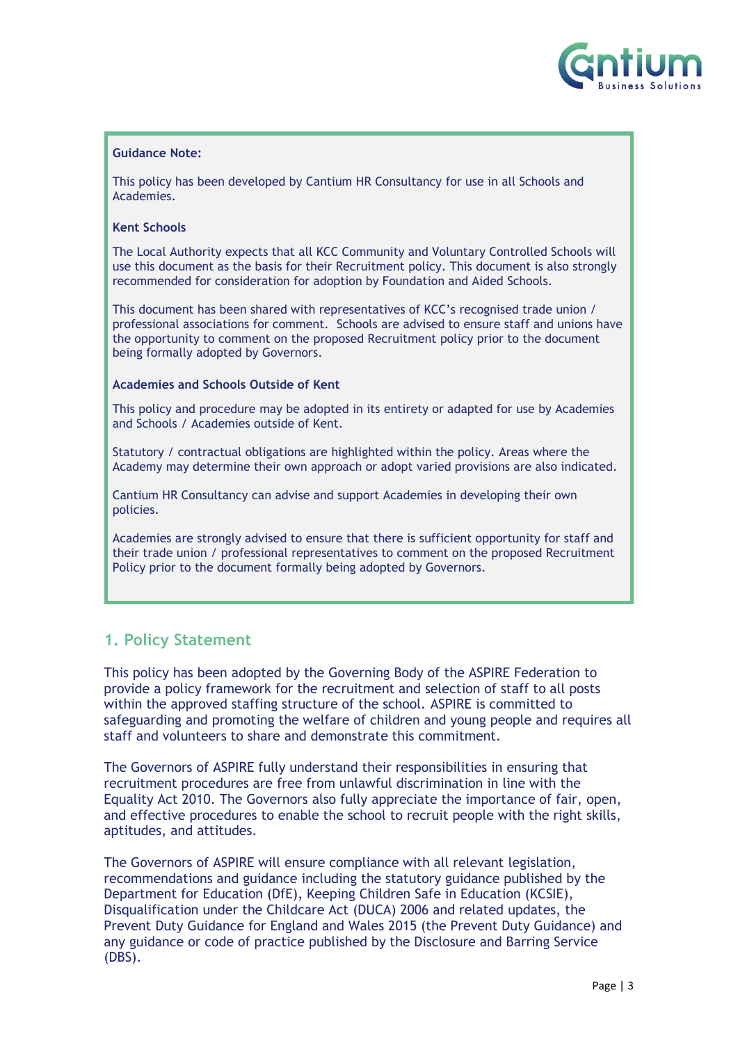**Guidance Note:**

This policy has been developed by Cantium HR Consultancy for use in all Schools and Academies.

**Kent Schools**

The Local Authority expects that all KCC Community and Voluntary Controlled Schools will use this document as the basis for their Recruitment policy. This document is also strongly recommended for consideration for adoption by Foundation and Aided Schools.

This document has been shared with representatives of KCC's recognised trade union / professional associations for comment. Schools are advised to ensure staff and unions have the opportunity to comment on the proposed Recruitment policy prior to the document being formally adopted by Governors.

**Academies and Schools Outside of Kent**

This policy and procedure may be adopted in its entirety or adapted for use by Academies and Schools / Academies outside of Kent.

Statutory / contractual obligations are highlighted within the policy. Areas where the Academy may determine their own approach or adopt varied provisions are also indicated.

Cantium HR Consultancy can advise and support Academies in developing their own policies.

Academies are strongly advised to ensure that there is sufficient opportunity for staff and their trade union / professional representatives to comment on the proposed Recruitment Policy prior to the document formally being adopted by Governors.

## 1. Policy Statement

This policy has been adopted by the Governing Body of the ASPIRE Federation to provide a policy framework for the recruitment and selection of staff to all posts within the approved staffing structure of the school. ASPIRE is committed to safeguarding and promoting the welfare of children and young people and requires all staff and volunteers to share and demonstrate this commitment.

The Governors of ASPIRE fully understand their responsibilities in ensuring that recruitment procedures are free from unlawful discrimination in line with the Equality Act 2010. The Governors also fully appreciate the importance of fair, open, and effective procedures to enable the school to recruit people with the right skills, aptitudes, and attitudes.

The Governors of ASPIRE will ensure compliance with all relevant legislation, recommendations and guidance including the statutory guidance published by the Department for Education (DfE), Keeping Children Safe in Education (KCSIE), Disqualification under the Childcare Act (DUCA) 2006 and related updates, the Prevent Duty Guidance for England and Wales 2015 (the Prevent Duty Guidance) and any guidance or code of practice published by the Disclosure and Barring Service (DBS).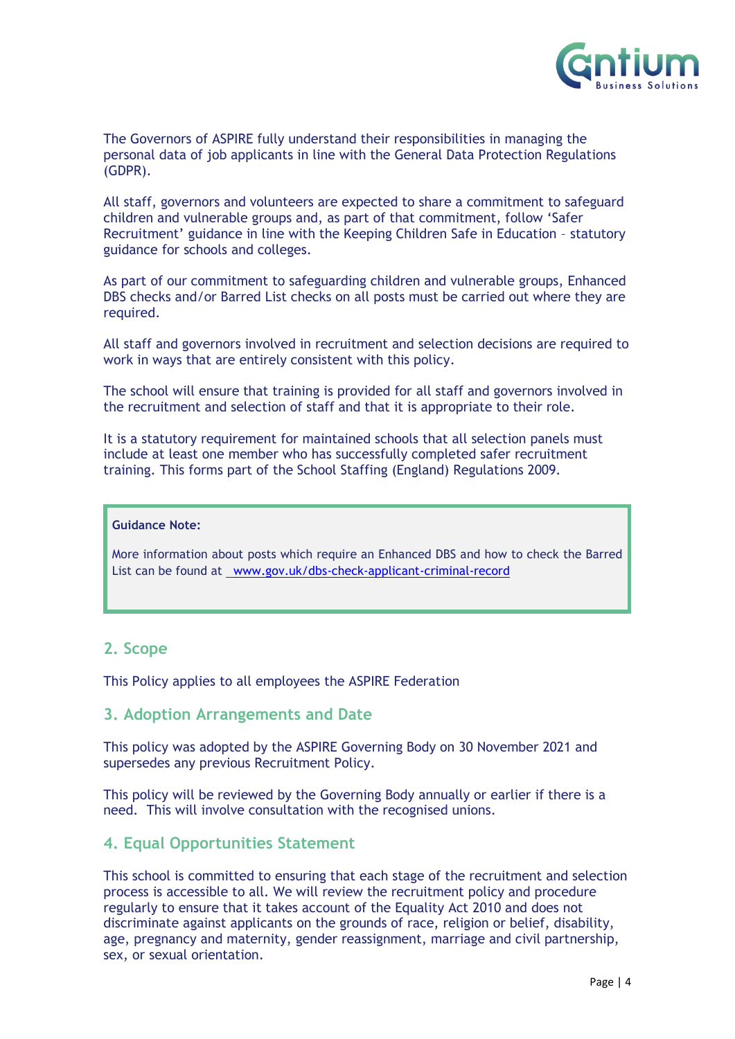The Governors of ASPIRE fully understand their responsibilities in managing the personal data of job applicants in line with the General Data Protection Regulations (GDPR).

All staff, governors and volunteers are expected to share a commitment to safeguard children and vulnerable groups and, as part of that commitment, follow 'Safer Recruitment' guidance in line with the Keeping Children Safe in Education – statutory guidance for schools and colleges.

As part of our commitment to safeguarding children and vulnerable groups, Enhanced DBS checks and/or Barred List checks on all posts must be carried out where they are required.

All staff and governors involved in recruitment and selection decisions are required to work in ways that are entirely consistent with this policy.

The school will ensure that training is provided for all staff and governors involved in the recruitment and selection of staff and that it is appropriate to their role.

It is a statutory requirement for maintained schools that all selection panels must include at least one member who has successfully completed safer recruitment training. This forms part of the School Staffing (England) Regulations 2009.

> **Guidance Note:**
>
> More information about posts which require an Enhanced DBS and how to check the Barred List can be found at [www.gov.uk/dbs-check-applicant-criminal-record](www.gov.uk/dbs-check-applicant-criminal-record)

## 2. Scope

This Policy applies to all employees the ASPIRE Federation

## 3. Adoption Arrangements and Date

This policy was adopted by the ASPIRE Governing Body on 30 November 2021 and supersedes any previous Recruitment Policy.

This policy will be reviewed by the Governing Body annually or earlier if there is a need. This will involve consultation with the recognised unions.

## 4. Equal Opportunities Statement

This school is committed to ensuring that each stage of the recruitment and selection process is accessible to all. We will review the recruitment policy and procedure regularly to ensure that it takes account of the Equality Act 2010 and does not discriminate against applicants on the grounds of race, religion or belief, disability, age, pregnancy and maternity, gender reassignment, marriage and civil partnership, sex, or sexual orientation.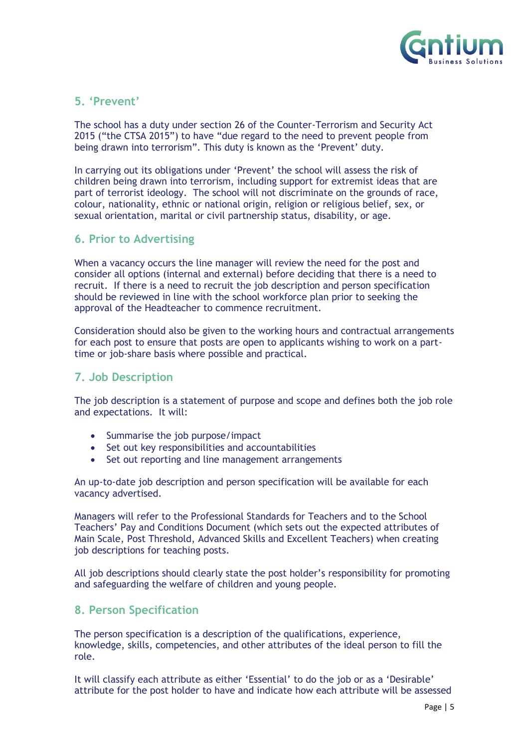## 5. 'Prevent'

The school has a duty under section 26 of the Counter-Terrorism and Security Act 2015 ("the CTSA 2015") to have "due regard to the need to prevent people from being drawn into terrorism". This duty is known as the 'Prevent' duty.

In carrying out its obligations under 'Prevent' the school will assess the risk of children being drawn into terrorism, including support for extremist ideas that are part of terrorist ideology. The school will not discriminate on the grounds of race, colour, nationality, ethnic or national origin, religion or religious belief, sex, or sexual orientation, marital or civil partnership status, disability, or age.

## 6. Prior to Advertising

When a vacancy occurs the line manager will review the need for the post and consider all options (internal and external) before deciding that there is a need to recruit. If there is a need to recruit the job description and person specification should be reviewed in line with the school workforce plan prior to seeking the approval of the Headteacher to commence recruitment.

Consideration should also be given to the working hours and contractual arrangements for each post to ensure that posts are open to applicants wishing to work on a part-time or job-share basis where possible and practical.

## 7. Job Description

The job description is a statement of purpose and scope and defines both the job role and expectations. It will:

- Summarise the job purpose/impact
- Set out key responsibilities and accountabilities
- Set out reporting and line management arrangements

An up-to-date job description and person specification will be available for each vacancy advertised.

Managers will refer to the Professional Standards for Teachers and to the School Teachers' Pay and Conditions Document (which sets out the expected attributes of Main Scale, Post Threshold, Advanced Skills and Excellent Teachers) when creating job descriptions for teaching posts.

All job descriptions should clearly state the post holder's responsibility for promoting and safeguarding the welfare of children and young people.

## 8. Person Specification

The person specification is a description of the qualifications, experience, knowledge, skills, competencies, and other attributes of the ideal person to fill the role.

It will classify each attribute as either 'Essential' to do the job or as a 'Desirable' attribute for the post holder to have and indicate how each attribute will be assessed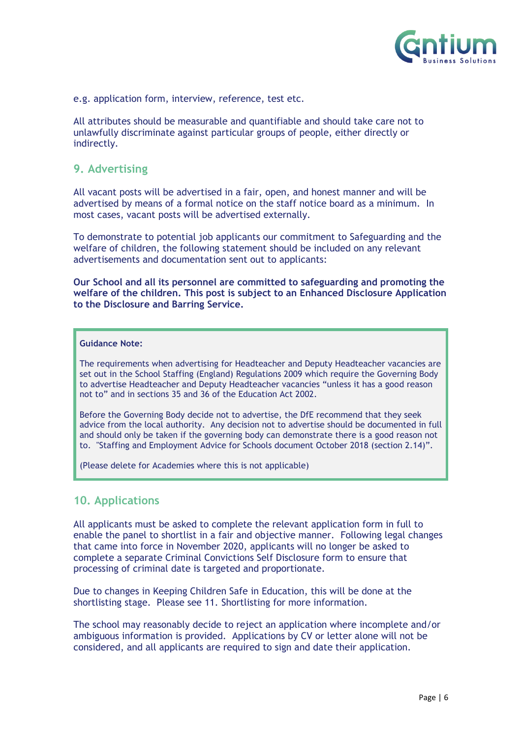e.g. application form, interview, reference, test etc.

All attributes should be measurable and quantifiable and should take care not to unlawfully discriminate against particular groups of people, either directly or indirectly.

## 9. Advertising

All vacant posts will be advertised in a fair, open, and honest manner and will be advertised by means of a formal notice on the staff notice board as a minimum. In most cases, vacant posts will be advertised externally.

To demonstrate to potential job applicants our commitment to Safeguarding and the welfare of children, the following statement should be included on any relevant advertisements and documentation sent out to applicants:

**Our School and all its personnel are committed to safeguarding and promoting the welfare of the children. This post is subject to an Enhanced Disclosure Application to the Disclosure and Barring Service.**

> **Guidance Note:**
>
> The requirements when advertising for Headteacher and Deputy Headteacher vacancies are set out in the School Staffing (England) Regulations 2009 which require the Governing Body to advertise Headteacher and Deputy Headteacher vacancies "unless it has a good reason not to" and in sections 35 and 36 of the Education Act 2002.
>
> Before the Governing Body decide not to advertise, the DfE recommend that they seek advice from the local authority. Any decision not to advertise should be documented in full and should only be taken if the governing body can demonstrate there is a good reason not to. "Staffing and Employment Advice for Schools document October 2018 (section 2.14)".
>
> (Please delete for Academies where this is not applicable)

## 10. Applications

All applicants must be asked to complete the relevant application form in full to enable the panel to shortlist in a fair and objective manner. Following legal changes that came into force in November 2020, applicants will no longer be asked to complete a separate Criminal Convictions Self Disclosure form to ensure that processing of criminal date is targeted and proportionate.

Due to changes in Keeping Children Safe in Education, this will be done at the shortlisting stage. Please see 11. Shortlisting for more information.

The school may reasonably decide to reject an application where incomplete and/or ambiguous information is provided. Applications by CV or letter alone will not be considered, and all applicants are required to sign and date their application.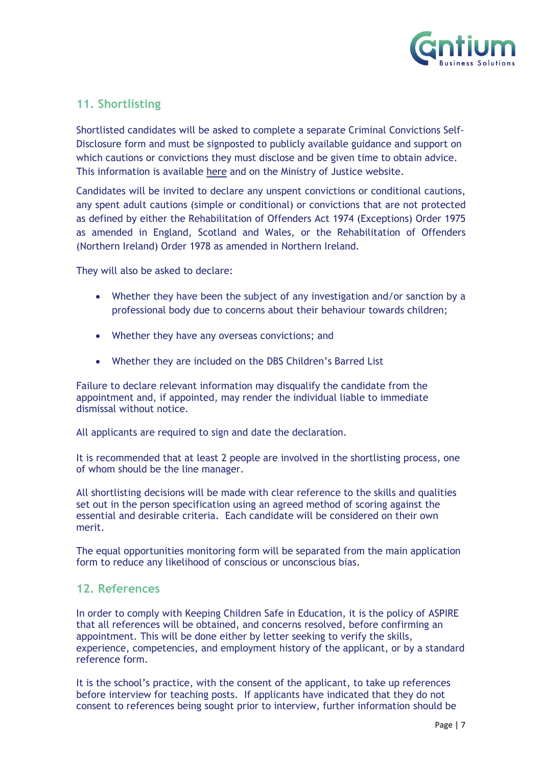## 11. Shortlisting

Shortlisted candidates will be asked to complete a separate Criminal Convictions Self-Disclosure form and must be signposted to publicly available guidance and support on which cautions or convictions they must disclose and be given time to obtain advice. This information is available here and on the Ministry of Justice website.

Candidates will be invited to declare any unspent convictions or conditional cautions, any spent adult cautions (simple or conditional) or convictions that are not protected as defined by either the Rehabilitation of Offenders Act 1974 (Exceptions) Order 1975 as amended in England, Scotland and Wales, or the Rehabilitation of Offenders (Northern Ireland) Order 1978 as amended in Northern Ireland.

They will also be asked to declare:

- Whether they have been the subject of any investigation and/or sanction by a professional body due to concerns about their behaviour towards children;
- Whether they have any overseas convictions; and
- Whether they are included on the DBS Children's Barred List

Failure to declare relevant information may disqualify the candidate from the appointment and, if appointed, may render the individual liable to immediate dismissal without notice.

All applicants are required to sign and date the declaration.

It is recommended that at least 2 people are involved in the shortlisting process, one of whom should be the line manager.

All shortlisting decisions will be made with clear reference to the skills and qualities set out in the person specification using an agreed method of scoring against the essential and desirable criteria. Each candidate will be considered on their own merit.

The equal opportunities monitoring form will be separated from the main application form to reduce any likelihood of conscious or unconscious bias.

## 12. References

In order to comply with Keeping Children Safe in Education, it is the policy of ASPIRE that all references will be obtained, and concerns resolved, before confirming an appointment. This will be done either by letter seeking to verify the skills, experience, competencies, and employment history of the applicant, or by a standard reference form.

It is the school's practice, with the consent of the applicant, to take up references before interview for teaching posts. If applicants have indicated that they do not consent to references being sought prior to interview, further information should be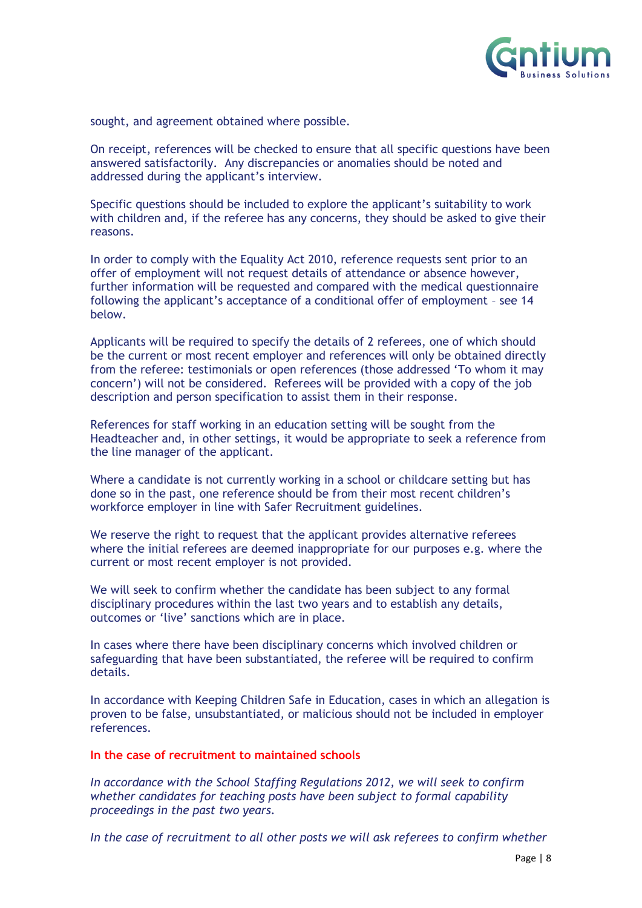sought, and agreement obtained where possible.

On receipt, references will be checked to ensure that all specific questions have been answered satisfactorily. Any discrepancies or anomalies should be noted and addressed during the applicant's interview.

Specific questions should be included to explore the applicant's suitability to work with children and, if the referee has any concerns, they should be asked to give their reasons.

In order to comply with the Equality Act 2010, reference requests sent prior to an offer of employment will not request details of attendance or absence however, further information will be requested and compared with the medical questionnaire following the applicant's acceptance of a conditional offer of employment – see 14 below.

Applicants will be required to specify the details of 2 referees, one of which should be the current or most recent employer and references will only be obtained directly from the referee: testimonials or open references (those addressed 'To whom it may concern') will not be considered. Referees will be provided with a copy of the job description and person specification to assist them in their response.

References for staff working in an education setting will be sought from the Headteacher and, in other settings, it would be appropriate to seek a reference from the line manager of the applicant.

Where a candidate is not currently working in a school or childcare setting but has done so in the past, one reference should be from their most recent children's workforce employer in line with Safer Recruitment guidelines.

We reserve the right to request that the applicant provides alternative referees where the initial referees are deemed inappropriate for our purposes e.g. where the current or most recent employer is not provided.

We will seek to confirm whether the candidate has been subject to any formal disciplinary procedures within the last two years and to establish any details, outcomes or 'live' sanctions which are in place.

In cases where there have been disciplinary concerns which involved children or safeguarding that have been substantiated, the referee will be required to confirm details.

In accordance with Keeping Children Safe in Education, cases in which an allegation is proven to be false, unsubstantiated, or malicious should not be included in employer references.

**In the case of recruitment to maintained schools**

*In accordance with the School Staffing Regulations 2012, we will seek to confirm whether candidates for teaching posts have been subject to formal capability proceedings in the past two years.*

*In the case of recruitment to all other posts we will ask referees to confirm whether*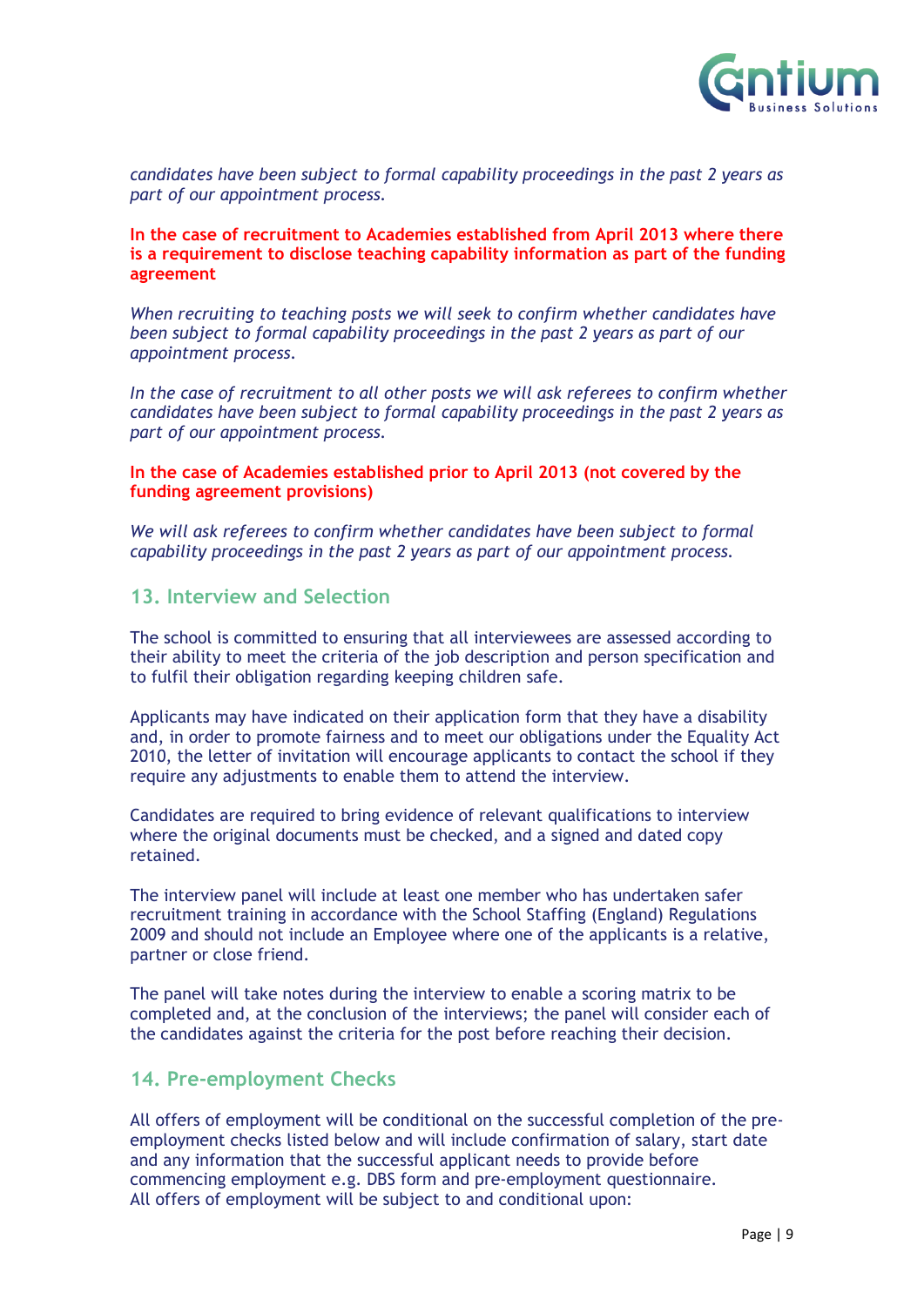*candidates have been subject to formal capability proceedings in the past 2 years as part of our appointment process.*

**In the case of recruitment to Academies established from April 2013 where there is a requirement to disclose teaching capability information as part of the funding agreement**

*When recruiting to teaching posts we will seek to confirm whether candidates have been subject to formal capability proceedings in the past 2 years as part of our appointment process.*

*In the case of recruitment to all other posts we will ask referees to confirm whether candidates have been subject to formal capability proceedings in the past 2 years as part of our appointment process.*

**In the case of Academies established prior to April 2013 (not covered by the funding agreement provisions)**

*We will ask referees to confirm whether candidates have been subject to formal capability proceedings in the past 2 years as part of our appointment process.*

## 13. Interview and Selection

The school is committed to ensuring that all interviewees are assessed according to their ability to meet the criteria of the job description and person specification and to fulfil their obligation regarding keeping children safe.

Applicants may have indicated on their application form that they have a disability and, in order to promote fairness and to meet our obligations under the Equality Act 2010, the letter of invitation will encourage applicants to contact the school if they require any adjustments to enable them to attend the interview.

Candidates are required to bring evidence of relevant qualifications to interview where the original documents must be checked, and a signed and dated copy retained.

The interview panel will include at least one member who has undertaken safer recruitment training in accordance with the School Staffing (England) Regulations 2009 and should not include an Employee where one of the applicants is a relative, partner or close friend.

The panel will take notes during the interview to enable a scoring matrix to be completed and, at the conclusion of the interviews; the panel will consider each of the candidates against the criteria for the post before reaching their decision.

## 14. Pre-employment Checks

All offers of employment will be conditional on the successful completion of the pre-employment checks listed below and will include confirmation of salary, start date and any information that the successful applicant needs to provide before commencing employment e.g. DBS form and pre-employment questionnaire.
All offers of employment will be subject to and conditional upon: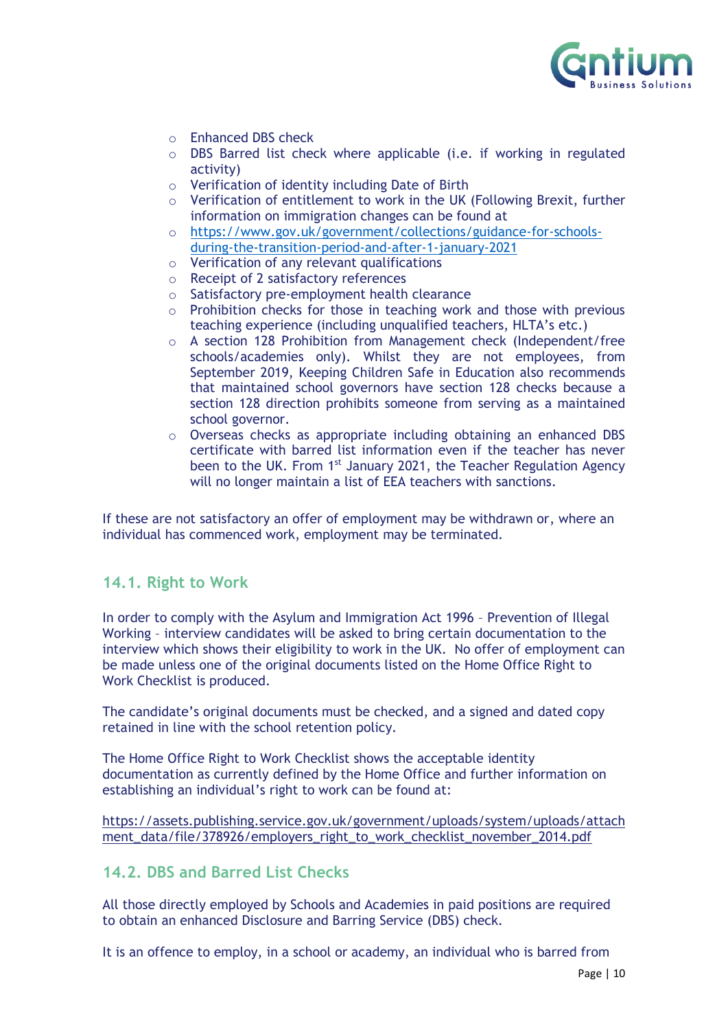- Enhanced DBS check
- DBS Barred list check where applicable (i.e. if working in regulated activity)
- Verification of identity including Date of Birth
- Verification of entitlement to work in the UK (Following Brexit, further information on immigration changes can be found at
- https://www.gov.uk/government/collections/guidance-for-schools-during-the-transition-period-and-after-1-january-2021
- Verification of any relevant qualifications
- Receipt of 2 satisfactory references
- Satisfactory pre-employment health clearance
- Prohibition checks for those in teaching work and those with previous teaching experience (including unqualified teachers, HLTA's etc.)
- A section 128 Prohibition from Management check (Independent/free schools/academies only). Whilst they are not employees, from September 2019, Keeping Children Safe in Education also recommends that maintained school governors have section 128 checks because a section 128 direction prohibits someone from serving as a maintained school governor.
- Overseas checks as appropriate including obtaining an enhanced DBS certificate with barred list information even if the teacher has never been to the UK. From 1st January 2021, the Teacher Regulation Agency will no longer maintain a list of EEA teachers with sanctions.

If these are not satisfactory an offer of employment may be withdrawn or, where an individual has commenced work, employment may be terminated.

## 14.1. Right to Work

In order to comply with the Asylum and Immigration Act 1996 – Prevention of Illegal Working – interview candidates will be asked to bring certain documentation to the interview which shows their eligibility to work in the UK. No offer of employment can be made unless one of the original documents listed on the Home Office Right to Work Checklist is produced.

The candidate's original documents must be checked, and a signed and dated copy retained in line with the school retention policy.

The Home Office Right to Work Checklist shows the acceptable identity documentation as currently defined by the Home Office and further information on establishing an individual's right to work can be found at:

https://assets.publishing.service.gov.uk/government/uploads/system/uploads/attachment_data/file/378926/employers_right_to_work_checklist_november_2014.pdf

## 14.2. DBS and Barred List Checks

All those directly employed by Schools and Academies in paid positions are required to obtain an enhanced Disclosure and Barring Service (DBS) check.

It is an offence to employ, in a school or academy, an individual who is barred from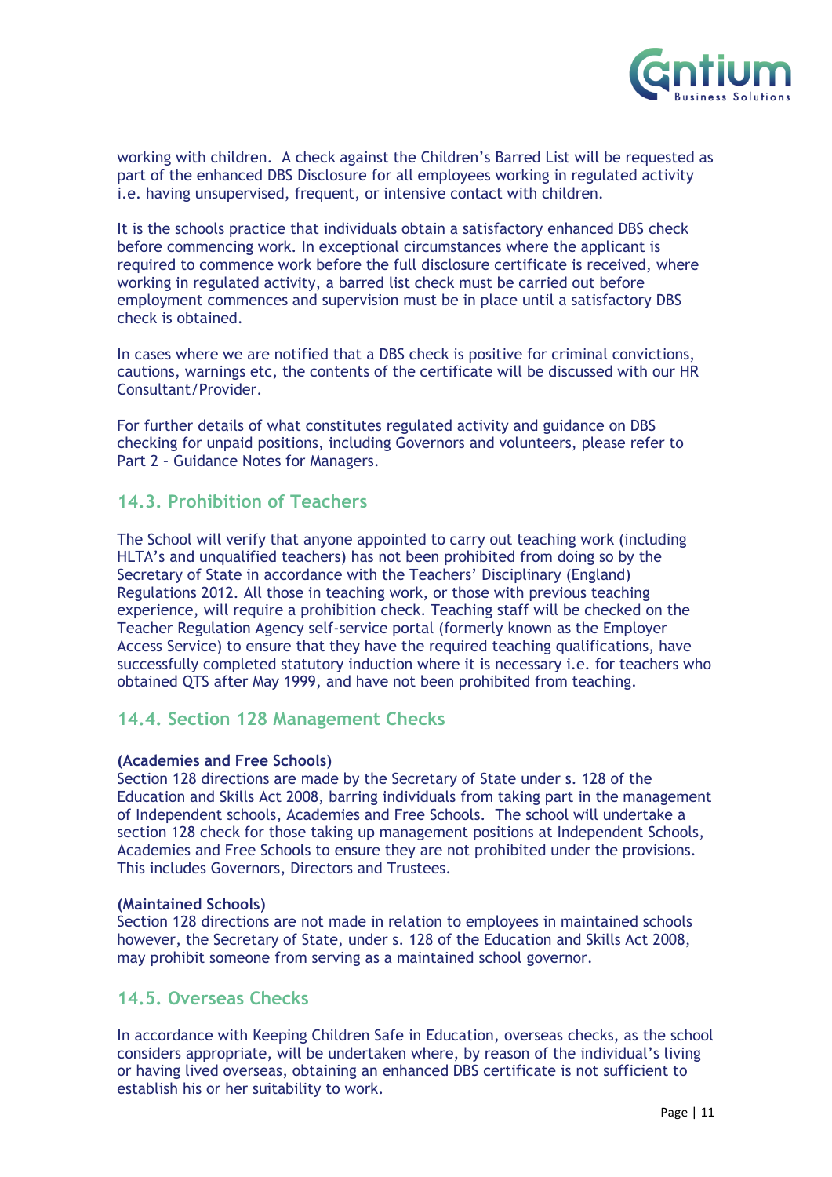working with children. A check against the Children's Barred List will be requested as part of the enhanced DBS Disclosure for all employees working in regulated activity i.e. having unsupervised, frequent, or intensive contact with children.

It is the schools practice that individuals obtain a satisfactory enhanced DBS check before commencing work. In exceptional circumstances where the applicant is required to commence work before the full disclosure certificate is received, where working in regulated activity, a barred list check must be carried out before employment commences and supervision must be in place until a satisfactory DBS check is obtained.

In cases where we are notified that a DBS check is positive for criminal convictions, cautions, warnings etc, the contents of the certificate will be discussed with our HR Consultant/Provider.

For further details of what constitutes regulated activity and guidance on DBS checking for unpaid positions, including Governors and volunteers, please refer to Part 2 – Guidance Notes for Managers.

## 14.3. Prohibition of Teachers

The School will verify that anyone appointed to carry out teaching work (including HLTA's and unqualified teachers) has not been prohibited from doing so by the Secretary of State in accordance with the Teachers' Disciplinary (England) Regulations 2012. All those in teaching work, or those with previous teaching experience, will require a prohibition check. Teaching staff will be checked on the Teacher Regulation Agency self-service portal (formerly known as the Employer Access Service) to ensure that they have the required teaching qualifications, have successfully completed statutory induction where it is necessary i.e. for teachers who obtained QTS after May 1999, and have not been prohibited from teaching.

## 14.4. Section 128 Management Checks

**(Academies and Free Schools)**
Section 128 directions are made by the Secretary of State under s. 128 of the Education and Skills Act 2008, barring individuals from taking part in the management of Independent schools, Academies and Free Schools. The school will undertake a section 128 check for those taking up management positions at Independent Schools, Academies and Free Schools to ensure they are not prohibited under the provisions. This includes Governors, Directors and Trustees.

**(Maintained Schools)**
Section 128 directions are not made in relation to employees in maintained schools however, the Secretary of State, under s. 128 of the Education and Skills Act 2008, may prohibit someone from serving as a maintained school governor.

## 14.5. Overseas Checks

In accordance with Keeping Children Safe in Education, overseas checks, as the school considers appropriate, will be undertaken where, by reason of the individual's living or having lived overseas, obtaining an enhanced DBS certificate is not sufficient to establish his or her suitability to work.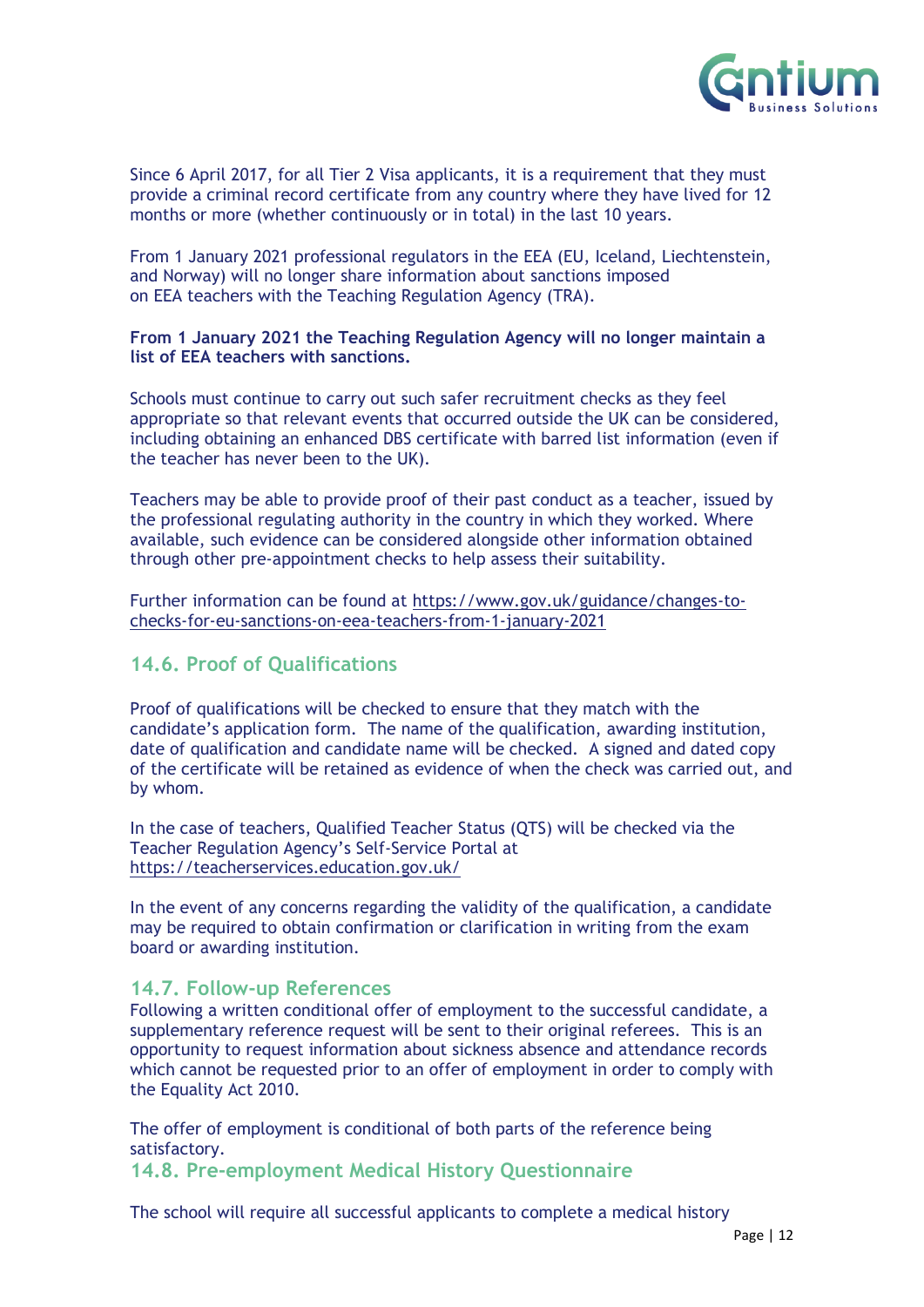Since 6 April 2017, for all Tier 2 Visa applicants, it is a requirement that they must provide a criminal record certificate from any country where they have lived for 12 months or more (whether continuously or in total) in the last 10 years.

From 1 January 2021 professional regulators in the EEA (EU, Iceland, Liechtenstein, and Norway) will no longer share information about sanctions imposed on EEA teachers with the Teaching Regulation Agency (TRA).

**From 1 January 2021 the Teaching Regulation Agency will no longer maintain a list of EEA teachers with sanctions.**

Schools must continue to carry out such safer recruitment checks as they feel appropriate so that relevant events that occurred outside the UK can be considered, including obtaining an enhanced DBS certificate with barred list information (even if the teacher has never been to the UK).

Teachers may be able to provide proof of their past conduct as a teacher, issued by the professional regulating authority in the country in which they worked. Where available, such evidence can be considered alongside other information obtained through other pre-appointment checks to help assess their suitability.

Further information can be found at https://www.gov.uk/guidance/changes-to-checks-for-eu-sanctions-on-eea-teachers-from-1-january-2021

## 14.6. Proof of Qualifications

Proof of qualifications will be checked to ensure that they match with the candidate's application form. The name of the qualification, awarding institution, date of qualification and candidate name will be checked. A signed and dated copy of the certificate will be retained as evidence of when the check was carried out, and by whom.

In the case of teachers, Qualified Teacher Status (QTS) will be checked via the Teacher Regulation Agency's Self-Service Portal at https://teacherservices.education.gov.uk/

In the event of any concerns regarding the validity of the qualification, a candidate may be required to obtain confirmation or clarification in writing from the exam board or awarding institution.

## 14.7. Follow-up References

Following a written conditional offer of employment to the successful candidate, a supplementary reference request will be sent to their original referees. This is an opportunity to request information about sickness absence and attendance records which cannot be requested prior to an offer of employment in order to comply with the Equality Act 2010.

The offer of employment is conditional of both parts of the reference being satisfactory.

## 14.8. Pre-employment Medical History Questionnaire

The school will require all successful applicants to complete a medical history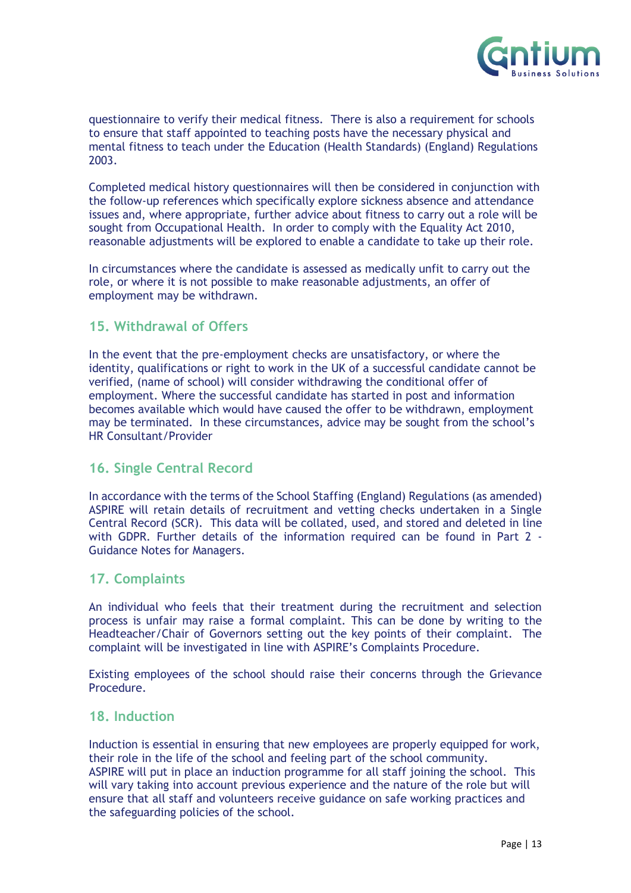questionnaire to verify their medical fitness. There is also a requirement for schools to ensure that staff appointed to teaching posts have the necessary physical and mental fitness to teach under the Education (Health Standards) (England) Regulations 2003.

Completed medical history questionnaires will then be considered in conjunction with the follow-up references which specifically explore sickness absence and attendance issues and, where appropriate, further advice about fitness to carry out a role will be sought from Occupational Health. In order to comply with the Equality Act 2010, reasonable adjustments will be explored to enable a candidate to take up their role.

In circumstances where the candidate is assessed as medically unfit to carry out the role, or where it is not possible to make reasonable adjustments, an offer of employment may be withdrawn.

## 15. Withdrawal of Offers

In the event that the pre-employment checks are unsatisfactory, or where the identity, qualifications or right to work in the UK of a successful candidate cannot be verified, (name of school) will consider withdrawing the conditional offer of employment. Where the successful candidate has started in post and information becomes available which would have caused the offer to be withdrawn, employment may be terminated. In these circumstances, advice may be sought from the school's HR Consultant/Provider

## 16. Single Central Record

In accordance with the terms of the School Staffing (England) Regulations (as amended) ASPIRE will retain details of recruitment and vetting checks undertaken in a Single Central Record (SCR). This data will be collated, used, and stored and deleted in line with GDPR. Further details of the information required can be found in Part 2 - Guidance Notes for Managers.

## 17. Complaints

An individual who feels that their treatment during the recruitment and selection process is unfair may raise a formal complaint. This can be done by writing to the Headteacher/Chair of Governors setting out the key points of their complaint. The complaint will be investigated in line with ASPIRE's Complaints Procedure.

Existing employees of the school should raise their concerns through the Grievance Procedure.

## 18. Induction

Induction is essential in ensuring that new employees are properly equipped for work, their role in the life of the school and feeling part of the school community. ASPIRE will put in place an induction programme for all staff joining the school. This will vary taking into account previous experience and the nature of the role but will ensure that all staff and volunteers receive guidance on safe working practices and the safeguarding policies of the school.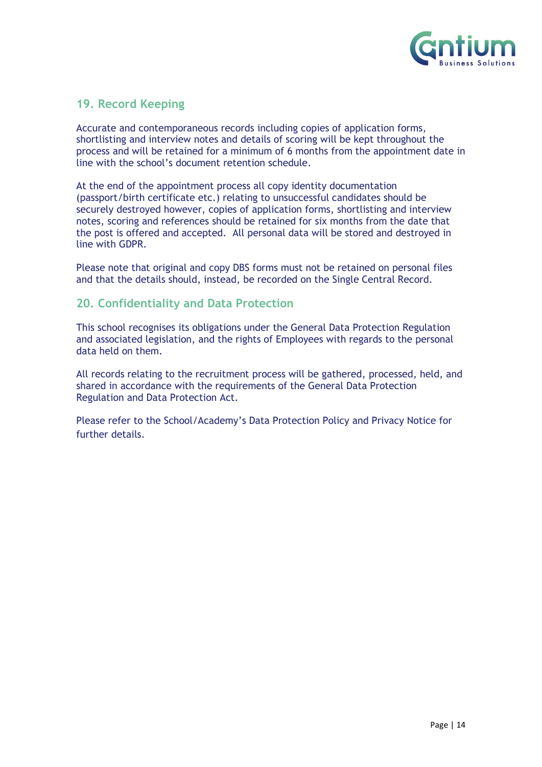## 19. Record Keeping

Accurate and contemporaneous records including copies of application forms, shortlisting and interview notes and details of scoring will be kept throughout the process and will be retained for a minimum of 6 months from the appointment date in line with the school's document retention schedule.

At the end of the appointment process all copy identity documentation (passport/birth certificate etc.) relating to unsuccessful candidates should be securely destroyed however, copies of application forms, shortlisting and interview notes, scoring and references should be retained for six months from the date that the post is offered and accepted. All personal data will be stored and destroyed in line with GDPR.

Please note that original and copy DBS forms must not be retained on personal files and that the details should, instead, be recorded on the Single Central Record.

## 20. Confidentiality and Data Protection

This school recognises its obligations under the General Data Protection Regulation and associated legislation, and the rights of Employees with regards to the personal data held on them.

All records relating to the recruitment process will be gathered, processed, held, and shared in accordance with the requirements of the General Data Protection Regulation and Data Protection Act.

Please refer to the School/Academy's Data Protection Policy and Privacy Notice for further details.